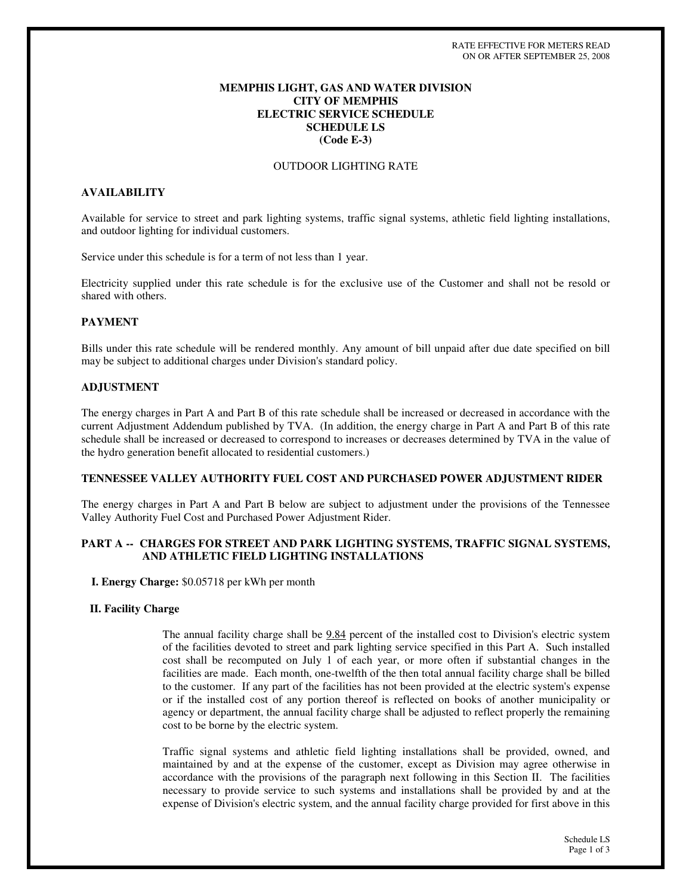RATE EFFECTIVE FOR METERS READ
ON OR AFTER SEPTEMBER 25, 2008

**MEMPHIS LIGHT, GAS AND WATER DIVISION**
**CITY OF MEMPHIS**
**ELECTRIC SERVICE SCHEDULE**
**SCHEDULE LS**
**(Code E-3)**

OUTDOOR LIGHTING RATE

## AVAILABILITY

Available for service to street and park lighting systems, traffic signal systems, athletic field lighting installations, and outdoor lighting for individual customers.

Service under this schedule is for a term of not less than 1 year.

Electricity supplied under this rate schedule is for the exclusive use of the Customer and shall not be resold or shared with others.

## PAYMENT

Bills under this rate schedule will be rendered monthly. Any amount of bill unpaid after due date specified on bill may be subject to additional charges under Division's standard policy.

## ADJUSTMENT

The energy charges in Part A and Part B of this rate schedule shall be increased or decreased in accordance with the current Adjustment Addendum published by TVA. (In addition, the energy charge in Part A and Part B of this rate schedule shall be increased or decreased to correspond to increases or decreases determined by TVA in the value of the hydro generation benefit allocated to residential customers.)

## TENNESSEE VALLEY AUTHORITY FUEL COST AND PURCHASED POWER ADJUSTMENT RIDER

The energy charges in Part A and Part B below are subject to adjustment under the provisions of the Tennessee Valley Authority Fuel Cost and Purchased Power Adjustment Rider.

## PART A -- CHARGES FOR STREET AND PARK LIGHTING SYSTEMS, TRAFFIC SIGNAL SYSTEMS, AND ATHLETIC FIELD LIGHTING INSTALLATIONS

**I. Energy Charge:** $0.05718 per kWh per month

**II. Facility Charge**

The annual facility charge shall be 9.84 percent of the installed cost to Division's electric system of the facilities devoted to street and park lighting service specified in this Part A. Such installed cost shall be recomputed on July 1 of each year, or more often if substantial changes in the facilities are made. Each month, one-twelfth of the then total annual facility charge shall be billed to the customer. If any part of the facilities has not been provided at the electric system's expense or if the installed cost of any portion thereof is reflected on books of another municipality or agency or department, the annual facility charge shall be adjusted to reflect properly the remaining cost to be borne by the electric system.

Traffic signal systems and athletic field lighting installations shall be provided, owned, and maintained by and at the expense of the customer, except as Division may agree otherwise in accordance with the provisions of the paragraph next following in this Section II. The facilities necessary to provide service to such systems and installations shall be provided by and at the expense of Division's electric system, and the annual facility charge provided for first above in this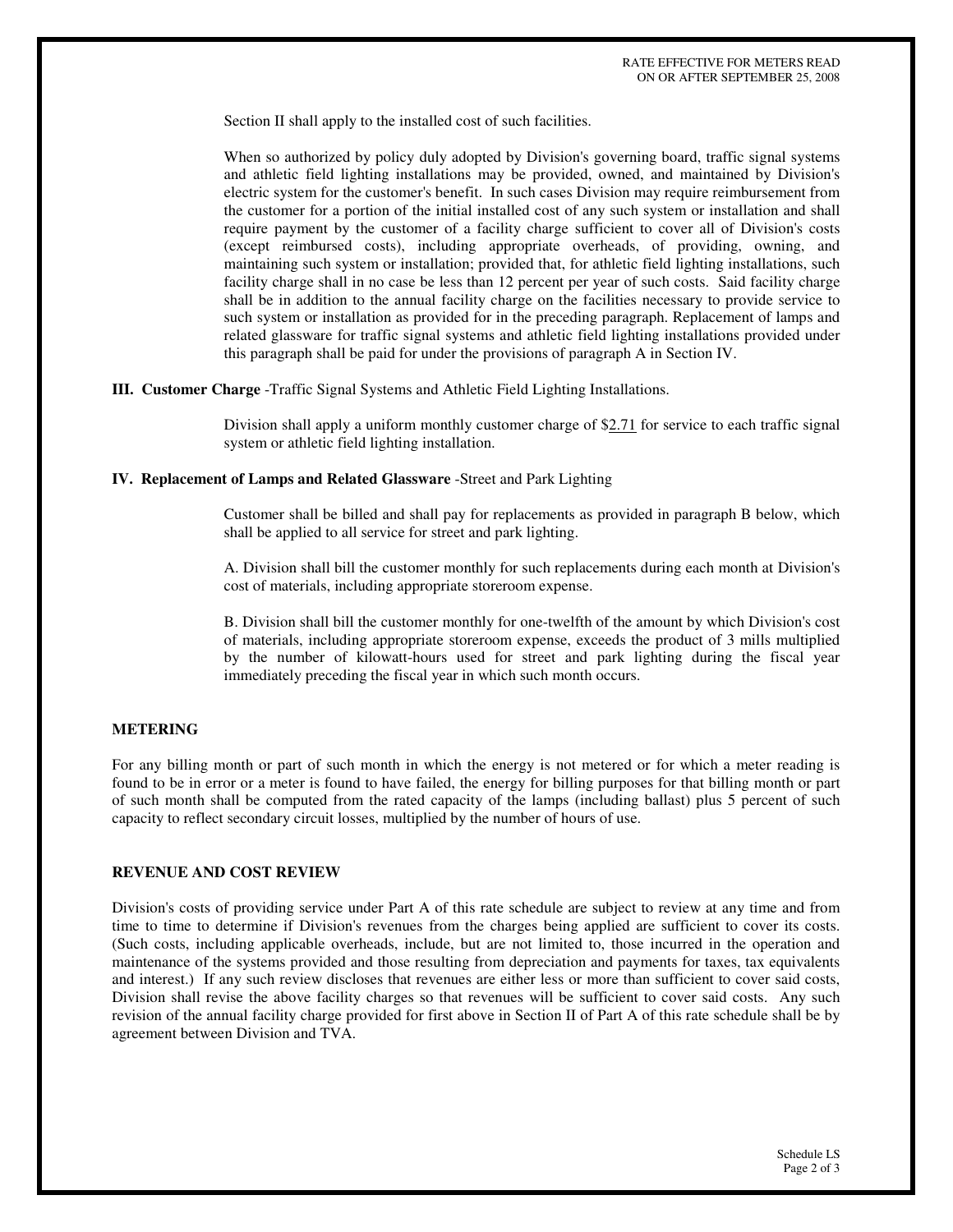Section II shall apply to the installed cost of such facilities.

When so authorized by policy duly adopted by Division's governing board, traffic signal systems and athletic field lighting installations may be provided, owned, and maintained by Division's electric system for the customer's benefit. In such cases Division may require reimbursement from the customer for a portion of the initial installed cost of any such system or installation and shall require payment by the customer of a facility charge sufficient to cover all of Division's costs (except reimbursed costs), including appropriate overheads, of providing, owning, and maintaining such system or installation; provided that, for athletic field lighting installations, such facility charge shall in no case be less than 12 percent per year of such costs. Said facility charge shall be in addition to the annual facility charge on the facilities necessary to provide service to such system or installation as provided for in the preceding paragraph. Replacement of lamps and related glassware for traffic signal systems and athletic field lighting installations provided under this paragraph shall be paid for under the provisions of paragraph A in Section IV.

**III. Customer Charge** -Traffic Signal Systems and Athletic Field Lighting Installations.

Division shall apply a uniform monthly customer charge of $2.71 for service to each traffic signal system or athletic field lighting installation.

**IV. Replacement of Lamps and Related Glassware** -Street and Park Lighting

Customer shall be billed and shall pay for replacements as provided in paragraph B below, which shall be applied to all service for street and park lighting.

A. Division shall bill the customer monthly for such replacements during each month at Division's cost of materials, including appropriate storeroom expense.

B. Division shall bill the customer monthly for one-twelfth of the amount by which Division's cost of materials, including appropriate storeroom expense, exceeds the product of 3 mills multiplied by the number of kilowatt-hours used for street and park lighting during the fiscal year immediately preceding the fiscal year in which such month occurs.

## METERING

For any billing month or part of such month in which the energy is not metered or for which a meter reading is found to be in error or a meter is found to have failed, the energy for billing purposes for that billing month or part of such month shall be computed from the rated capacity of the lamps (including ballast) plus 5 percent of such capacity to reflect secondary circuit losses, multiplied by the number of hours of use.

## REVENUE AND COST REVIEW

Division's costs of providing service under Part A of this rate schedule are subject to review at any time and from time to time to determine if Division's revenues from the charges being applied are sufficient to cover its costs. (Such costs, including applicable overheads, include, but are not limited to, those incurred in the operation and maintenance of the systems provided and those resulting from depreciation and payments for taxes, tax equivalents and interest.) If any such review discloses that revenues are either less or more than sufficient to cover said costs, Division shall revise the above facility charges so that revenues will be sufficient to cover said costs. Any such revision of the annual facility charge provided for first above in Section II of Part A of this rate schedule shall be by agreement between Division and TVA.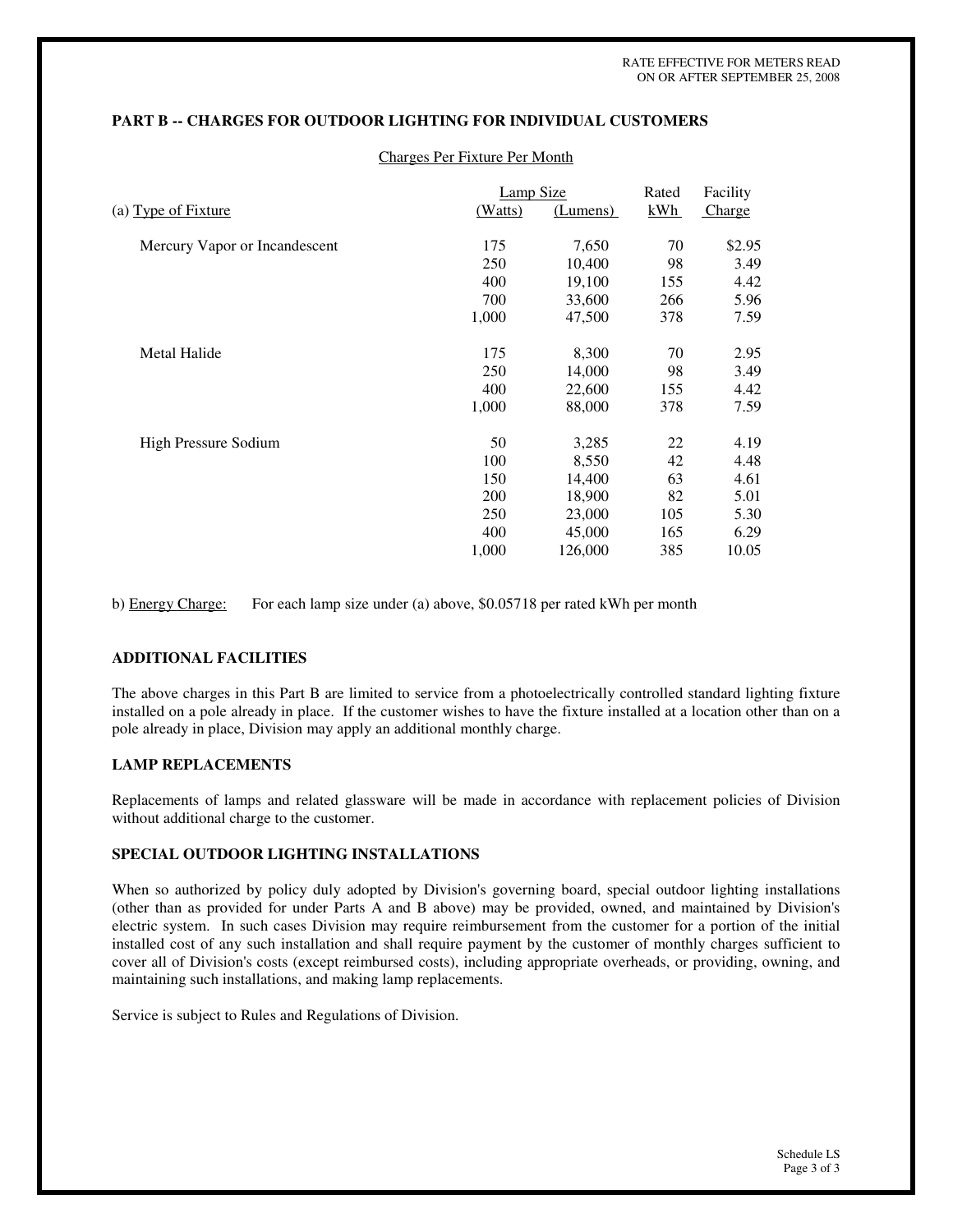RATE EFFECTIVE FOR METERS READ ON OR AFTER SEPTEMBER 25, 2008

**PART B -- CHARGES FOR OUTDOOR LIGHTING FOR INDIVIDUAL CUSTOMERS**

Charges Per Fixture Per Month

| (a) Type of Fixture | Lamp Size (Watts) | Lamp Size (Lumens) | Rated kWh | Facility Charge |
|---|---|---|---|---|
| Mercury Vapor or Incandescent | 175 | 7,650 | 70 | $2.95 |
| | 250 | 10,400 | 98 | 3.49 |
| | 400 | 19,100 | 155 | 4.42 |
| | 700 | 33,600 | 266 | 5.96 |
| | 1,000 | 47,500 | 378 | 7.59 |
| Metal Halide | 175 | 8,300 | 70 | 2.95 |
| | 250 | 14,000 | 98 | 3.49 |
| | 400 | 22,600 | 155 | 4.42 |
| | 1,000 | 88,000 | 378 | 7.59 |
| High Pressure Sodium | 50 | 3,285 | 22 | 4.19 |
| | 100 | 8,550 | 42 | 4.48 |
| | 150 | 14,400 | 63 | 4.61 |
| | 200 | 18,900 | 82 | 5.01 |
| | 250 | 23,000 | 105 | 5.30 |
| | 400 | 45,000 | 165 | 6.29 |
| | 1,000 | 126,000 | 385 | 10.05 |

b) Energy Charge: For each lamp size under (a) above, $0.05718 per rated kWh per month

**ADDITIONAL FACILITIES**

The above charges in this Part B are limited to service from a photoelectrically controlled standard lighting fixture installed on a pole already in place. If the customer wishes to have the fixture installed at a location other than on a pole already in place, Division may apply an additional monthly charge.

**LAMP REPLACEMENTS**

Replacements of lamps and related glassware will be made in accordance with replacement policies of Division without additional charge to the customer.

**SPECIAL OUTDOOR LIGHTING INSTALLATIONS**

When so authorized by policy duly adopted by Division's governing board, special outdoor lighting installations (other than as provided for under Parts A and B above) may be provided, owned, and maintained by Division's electric system. In such cases Division may require reimbursement from the customer for a portion of the initial installed cost of any such installation and shall require payment by the customer of monthly charges sufficient to cover all of Division's costs (except reimbursed costs), including appropriate overheads, or providing, owning, and maintaining such installations, and making lamp replacements.

Service is subject to Rules and Regulations of Division.

Schedule LS